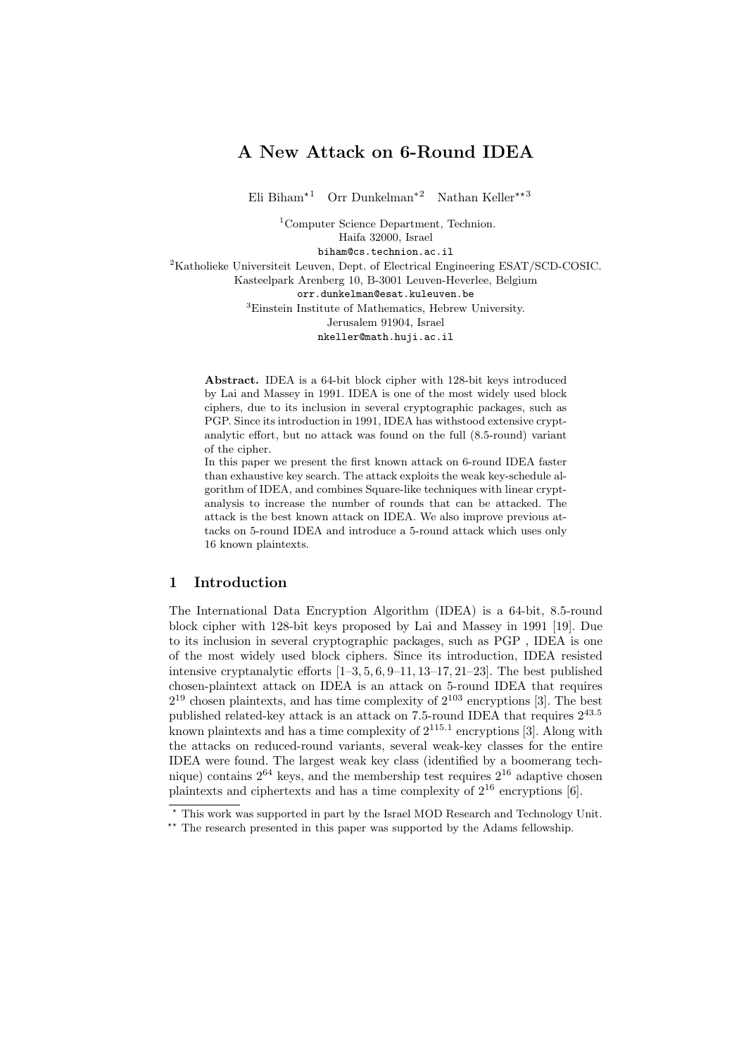# A New Attack on 6-Round IDEA

Eli Biham*[1] Orr Dunkelman*[2] Nathan Keller**[3]

[1]Computer Science Department, Technion.
Haifa 32000, Israel
biham@cs.technion.ac.il

[2]Katholieke Universiteit Leuven, Dept. of Electrical Engineering ESAT/SCD-COSIC.
Kasteelpark Arenberg 10, B-3001 Leuven-Heverlee, Belgium
orr.dunkelman@esat.kuleuven.be

[3]Einstein Institute of Mathematics, Hebrew University.
Jerusalem 91904, Israel
nkeller@math.huji.ac.il

**Abstract.** IDEA is a 64-bit block cipher with 128-bit keys introduced by Lai and Massey in 1991. IDEA is one of the most widely used block ciphers, due to its inclusion in several cryptographic packages, such as PGP. Since its introduction in 1991, IDEA has withstood extensive cryptanalytic effort, but no attack was found on the full (8.5-round) variant of the cipher.

In this paper we present the first known attack on 6-round IDEA faster than exhaustive key search. The attack exploits the weak key-schedule algorithm of IDEA, and combines Square-like techniques with linear cryptanalysis to increase the number of rounds that can be attacked. The attack is the best known attack on IDEA. We also improve previous attacks on 5-round IDEA and introduce a 5-round attack which uses only 16 known plaintexts.

## 1 Introduction

The International Data Encryption Algorithm (IDEA) is a 64-bit, 8.5-round block cipher with 128-bit keys proposed by Lai and Massey in 1991 [19]. Due to its inclusion in several cryptographic packages, such as PGP , IDEA is one of the most widely used block ciphers. Since its introduction, IDEA resisted intensive cryptanalytic efforts [1–3, 5, 6, 9–11, 13–17, 21–23]. The best published chosen-plaintext attack on IDEA is an attack on 5-round IDEA that requires $2^{19}$ chosen plaintexts, and has time complexity of $2^{103}$ encryptions [3]. The best published related-key attack is an attack on 7.5-round IDEA that requires $2^{43.5}$ known plaintexts and has a time complexity of $2^{115.1}$ encryptions [3]. Along with the attacks on reduced-round variants, several weak-key classes for the entire IDEA were found. The largest weak key class (identified by a boomerang technique) contains $2^{64}$ keys, and the membership test requires $2^{16}$ adaptive chosen plaintexts and ciphertexts and has a time complexity of $2^{16}$ encryptions [6].

* This work was supported in part by the Israel MOD Research and Technology Unit.

** The research presented in this paper was supported by the Adams fellowship.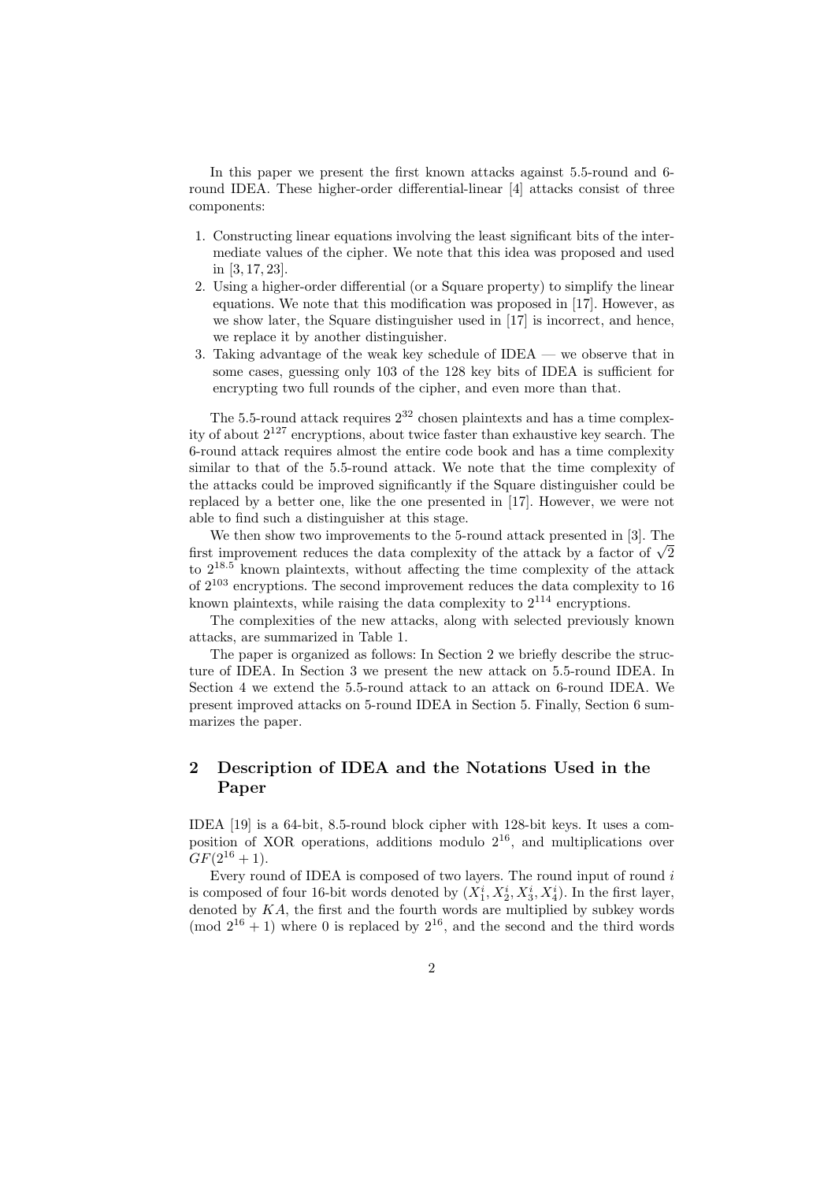In this paper we present the first known attacks against 5.5-round and 6-round IDEA. These higher-order differential-linear [4] attacks consist of three components:

1. Constructing linear equations involving the least significant bits of the intermediate values of the cipher. We note that this idea was proposed and used in [3, 17, 23].
2. Using a higher-order differential (or a Square property) to simplify the linear equations. We note that this modification was proposed in [17]. However, as we show later, the Square distinguisher used in [17] is incorrect, and hence, we replace it by another distinguisher.
3. Taking advantage of the weak key schedule of IDEA — we observe that in some cases, guessing only 103 of the 128 key bits of IDEA is sufficient for encrypting two full rounds of the cipher, and even more than that.

The 5.5-round attack requires $2^{32}$ chosen plaintexts and has a time complexity of about $2^{127}$ encryptions, about twice faster than exhaustive key search. The 6-round attack requires almost the entire code book and has a time complexity similar to that of the 5.5-round attack. We note that the time complexity of the attacks could be improved significantly if the Square distinguisher could be replaced by a better one, like the one presented in [17]. However, we were not able to find such a distinguisher at this stage.

We then show two improvements to the 5-round attack presented in [3]. The first improvement reduces the data complexity of the attack by a factor of $\sqrt{2}$ to $2^{18.5}$ known plaintexts, without affecting the time complexity of the attack of $2^{103}$ encryptions. The second improvement reduces the data complexity to 16 known plaintexts, while raising the data complexity to $2^{114}$ encryptions.

The complexities of the new attacks, along with selected previously known attacks, are summarized in Table 1.

The paper is organized as follows: In Section 2 we briefly describe the structure of IDEA. In Section 3 we present the new attack on 5.5-round IDEA. In Section 4 we extend the 5.5-round attack to an attack on 6-round IDEA. We present improved attacks on 5-round IDEA in Section 5. Finally, Section 6 summarizes the paper.

## 2 Description of IDEA and the Notations Used in the Paper

IDEA [19] is a 64-bit, 8.5-round block cipher with 128-bit keys. It uses a composition of XOR operations, additions modulo $2^{16}$, and multiplications over $GF(2^{16}+1)$.

Every round of IDEA is composed of two layers. The round input of round $i$ is composed of four 16-bit words denoted by $(X_1^i, X_2^i, X_3^i, X_4^i)$. In the first layer, denoted by $KA$, the first and the fourth words are multiplied by subkey words (mod $2^{16}+1$) where 0 is replaced by $2^{16}$, and the second and the third words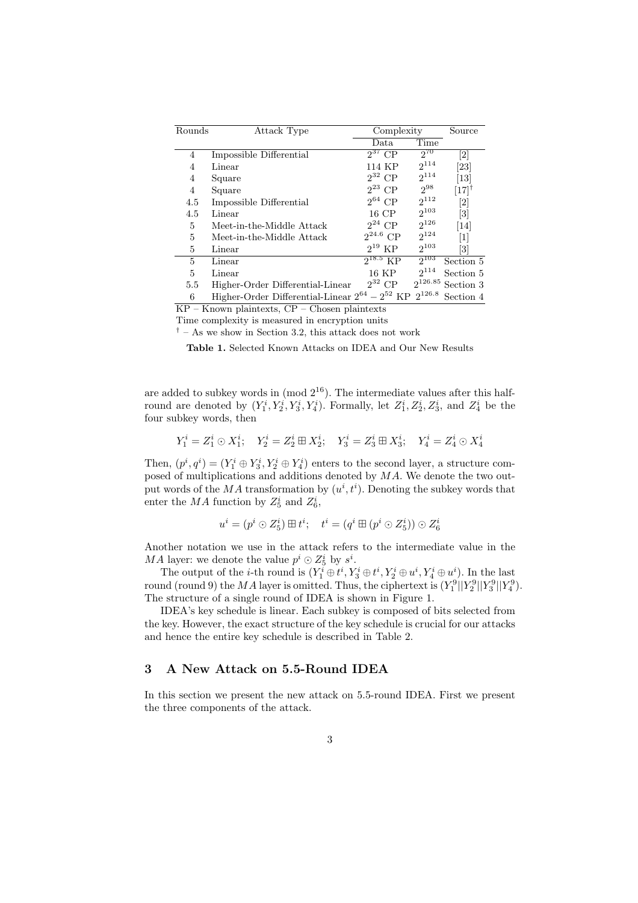| Rounds | Attack Type | Complexity | | Source |
|---|---|---|---|---|
| | | Data | Time | |
| 4 | Impossible Differential | $2^{37}$ CP | $2^{70}$ | [2] |
| 4 | Linear | 114 KP | $2^{114}$ | [23] |
| 4 | Square | $2^{32}$ CP | $2^{114}$ | [13] |
| 4 | Square | $2^{23}$ CP | $2^{98}$ | [17]† |
| 4.5 | Impossible Differential | $2^{64}$ CP | $2^{112}$ | [2] |
| 4.5 | Linear | 16 CP | $2^{103}$ | [3] |
| 5 | Meet-in-the-Middle Attack | $2^{24}$ CP | $2^{126}$ | [14] |
| 5 | Meet-in-the-Middle Attack | $2^{24.6}$ CP | $2^{124}$ | [1] |
| 5 | Linear | $2^{19}$ KP | $2^{103}$ | [3] |
| 5 | Linear | $2^{18.5}$ KP | $2^{103}$ | Section 5 |
| 5 | Linear | 16 KP | $2^{114}$ | Section 5 |
| 5.5 | Higher-Order Differential-Linear | $2^{32}$ CP | $2^{126.85}$ | Section 3 |
| 6 | Higher-Order Differential-Linear | $2^{64}-2^{52}$ KP | $2^{126.8}$ | Section 4 |

KP – Known plaintexts, CP – Chosen plaintexts

Time complexity is measured in encryption units

† – As we show in Section 3.2, this attack does not work

**Table 1.** Selected Known Attacks on IDEA and Our New Results

are added to subkey words in (mod $2^{16}$). The intermediate values after this half-round are denoted by $(Y_1^i, Y_2^i, Y_3^i, Y_4^i)$. Formally, let $Z_1^i, Z_2^i, Z_3^i$, and $Z_4^i$ be the four subkey words, then

$$Y_1^i = Z_1^i \odot X_1^i; \quad Y_2^i = Z_2^i \boxplus X_2^i; \quad Y_3^i = Z_3^i \boxplus X_3^i; \quad Y_4^i = Z_4^i \odot X_4^i$$

Then, $(p^i, q^i) = (Y_1^i \oplus Y_3^i, Y_2^i \oplus Y_4^i)$ enters to the second layer, a structure composed of multiplications and additions denoted by $MA$. We denote the two output words of the $MA$ transformation by $(u^i, t^i)$. Denoting the subkey words that enter the $MA$ function by $Z_5^i$ and $Z_6^i$,

$$u^i = (p^i \odot Z_5^i) \boxplus t^i; \quad t^i = (q^i \boxplus (p^i \odot Z_5^i)) \odot Z_6^i$$

Another notation we use in the attack refers to the intermediate value in the $MA$ layer: we denote the value $p^i \odot Z_5^i$ by $s^i$.

The output of the $i$-th round is $(Y_1^i \oplus t^i, Y_3^i \oplus t^i, Y_2^i \oplus u^i, Y_4^i \oplus u^i)$. In the last round (round 9) the $MA$ layer is omitted. Thus, the ciphertext is $(Y_1^9 || Y_2^9 || Y_3^9 || Y_4^9)$. The structure of a single round of IDEA is shown in Figure 1.

IDEA's key schedule is linear. Each subkey is composed of bits selected from the key. However, the exact structure of the key schedule is crucial for our attacks and hence the entire key schedule is described in Table 2.

## 3 A New Attack on 5.5-Round IDEA

In this section we present the new attack on 5.5-round IDEA. First we present the three components of the attack.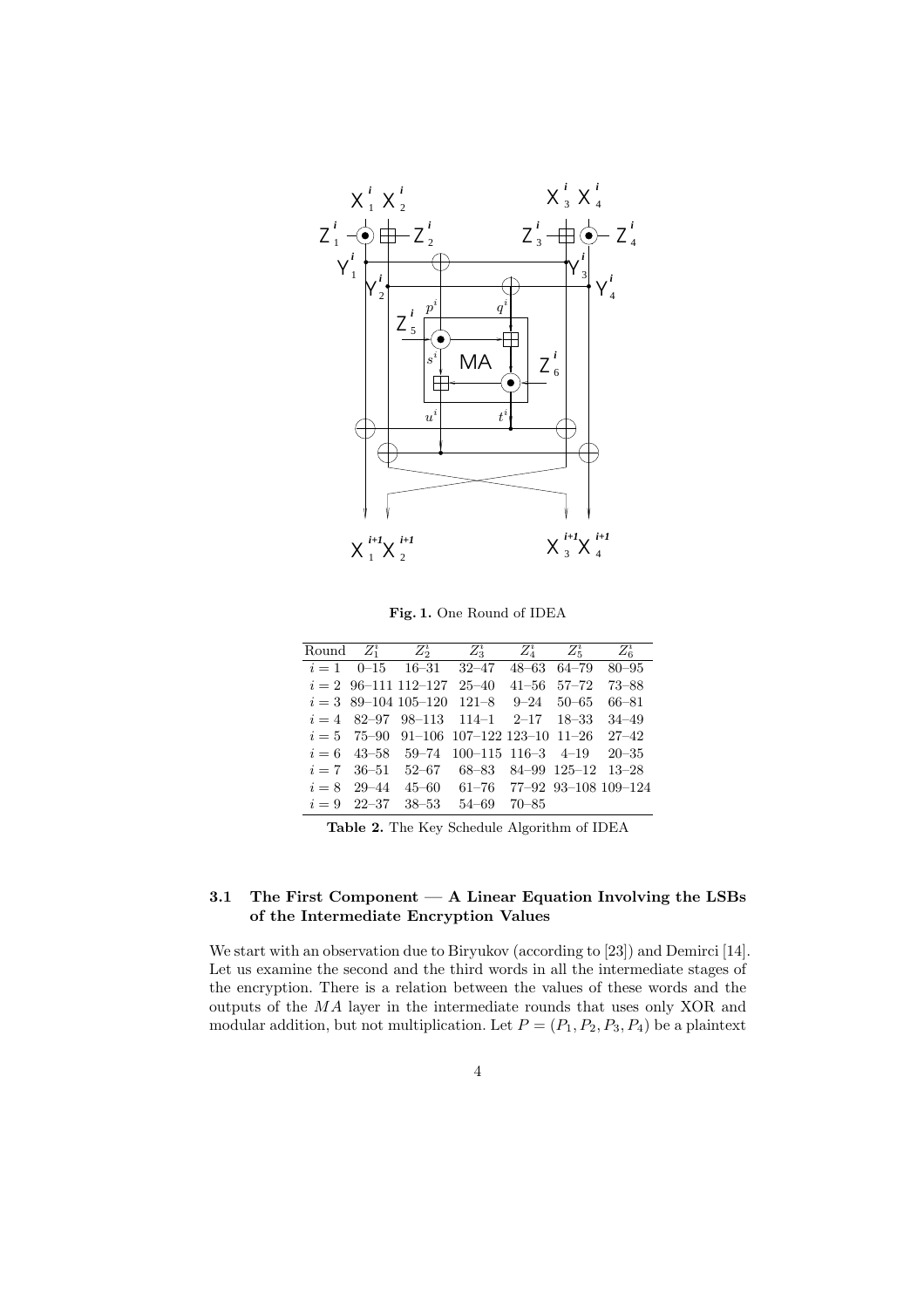**Fig. 1.** One Round of IDEA

| Round | $Z_1^i$ | $Z_2^i$ | $Z_3^i$ | $Z_4^i$ | $Z_5^i$ | $Z_6^i$ |
|---|---|---|---|---|---|---|
| $i=1$ | 0–15 | 16–31 | 32–47 | 48–63 | 64–79 | 80–95 |
| $i=2$ | 96–111 | 112–127 | 25–40 | 41–56 | 57–72 | 73–88 |
| $i=3$ | 89–104 | 105–120 | 121–8 | 9–24 | 50–65 | 66–81 |
| $i=4$ | 82–97 | 98–113 | 114–1 | 2–17 | 18–33 | 34–49 |
| $i=5$ | 75–90 | 91–106 | 107–122 | 123–10 | 11–26 | 27–42 |
| $i=6$ | 43–58 | 59–74 | 100–115 | 116–3 | 4–19 | 20–35 |
| $i=7$ | 36–51 | 52–67 | 68–83 | 84–99 | 125–12 | 13–28 |
| $i=8$ | 29–44 | 45–60 | 61–76 | 77–92 | 93–108 | 109–124 |
| $i=9$ | 22–37 | 38–53 | 54–69 | 70–85 | | |

**Table 2.** The Key Schedule Algorithm of IDEA

### 3.1 The First Component — A Linear Equation Involving the LSBs of the Intermediate Encryption Values

We start with an observation due to Biryukov (according to [23]) and Demirci [14]. Let us examine the second and the third words in all the intermediate stages of the encryption. There is a relation between the values of these words and the outputs of the $MA$ layer in the intermediate rounds that uses only XOR and modular addition, but not multiplication. Let $P = (P_1, P_2, P_3, P_4)$ be a plaintext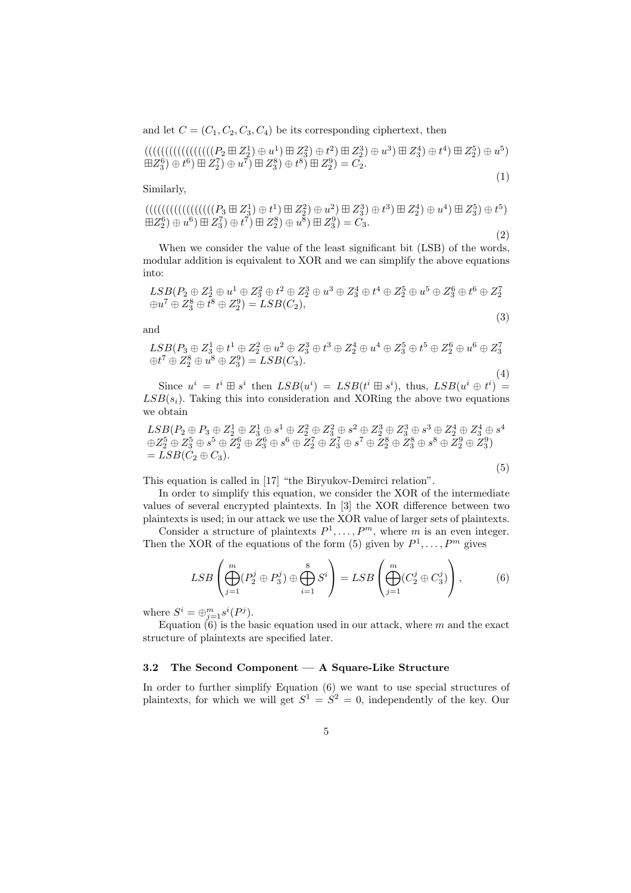and let $C = (C_1, C_2, C_3, C_4)$ be its corresponding ciphertext, then

$$((((((((((((((((P_2 \boxplus Z_2^1) \oplus u^1) \boxplus Z_3^2) \oplus t^2) \boxplus Z_2^3) \oplus u^3) \boxplus Z_3^4) \oplus t^4) \boxplus Z_2^5) \oplus u^5) \boxplus Z_3^6) \oplus t^6) \boxplus Z_2^7) \oplus u^7) \boxplus Z_3^8) \oplus t^8) \boxplus Z_2^9) = C_2. \tag{1}$$

Similarly,

$$((((((((((((((((P_3 \boxplus Z_3^1) \oplus t^1) \boxplus Z_2^2) \oplus u^2) \boxplus Z_3^3) \oplus t^3) \boxplus Z_2^4) \oplus u^4) \boxplus Z_3^5) \oplus t^5) \boxplus Z_2^6) \oplus u^6) \boxplus Z_3^7) \oplus t^7) \boxplus Z_2^8) \oplus u^8) \boxplus Z_3^9) = C_3. \tag{2}$$

When we consider the value of the least significant bit (LSB) of the words, modular addition is equivalent to XOR and we can simplify the above equations into:

$$LSB(P_2 \oplus Z_2^1 \oplus u^1 \oplus Z_3^2 \oplus t^2 \oplus Z_2^3 \oplus u^3 \oplus Z_3^4 \oplus t^4 \oplus Z_2^5 \oplus u^5 \oplus Z_3^6 \oplus t^6 \oplus Z_2^7 \oplus u^7 \oplus Z_3^8 \oplus t^8 \oplus Z_2^9) = LSB(C_2), \tag{3}$$

and

$$LSB(P_3 \oplus Z_3^1 \oplus t^1 \oplus Z_2^2 \oplus u^2 \oplus Z_3^3 \oplus t^3 \oplus Z_2^4 \oplus u^4 \oplus Z_3^5 \oplus t^5 \oplus Z_2^6 \oplus u^6 \oplus Z_3^7 \oplus t^7 \oplus Z_2^8 \oplus u^8 \oplus Z_3^9) = LSB(C_3). \tag{4}$$

Since $u^i = t^i \boxplus s^i$ then $LSB(u^i) = LSB(t^i \boxplus s^i)$, thus, $LSB(u^i \oplus t^i) = LSB(s_i)$. Taking this into consideration and XORing the above two equations we obtain

$$LSB(P_2 \oplus P_3 \oplus Z_2^1 \oplus Z_3^1 \oplus s^1 \oplus Z_2^2 \oplus Z_3^2 \oplus s^2 \oplus Z_2^3 \oplus Z_3^3 \oplus s^3 \oplus Z_2^4 \oplus Z_3^4 \oplus s^4 \oplus Z_2^5 \oplus Z_3^5 \oplus s^5 \oplus Z_2^6 \oplus Z_3^6 \oplus s^6 \oplus Z_2^7 \oplus Z_3^7 \oplus s^7 \oplus Z_2^8 \oplus Z_3^8 \oplus s^8 \oplus Z_2^9 \oplus Z_3^9) = LSB(C_2 \oplus C_3). \tag{5}$$

This equation is called in [17] "the Biryukov-Demirci relation".

In order to simplify this equation, we consider the XOR of the intermediate values of several encrypted plaintexts. In [3] the XOR difference between two plaintexts is used; in our attack we use the XOR value of larger sets of plaintexts.

Consider a structure of plaintexts $P^1, \ldots, P^m$, where $m$ is an even integer. Then the XOR of the equations of the form (5) given by $P^1, \ldots, P^m$ gives

$$LSB\left(\bigoplus_{j=1}^{m}(P_2^j \oplus P_3^j) \oplus \bigoplus_{i=1}^{8} S^i\right) = LSB\left(\bigoplus_{j=1}^{m}(C_2^j \oplus C_3^j)\right), \tag{6}$$

where $S^i = \oplus_{j=1}^{m} s^i(P^j)$.

Equation (6) is the basic equation used in our attack, where $m$ and the exact structure of plaintexts are specified later.

### 3.2 The Second Component — A Square-Like Structure

In order to further simplify Equation (6) we want to use special structures of plaintexts, for which we will get $S^1 = S^2 = 0$, independently of the key. Our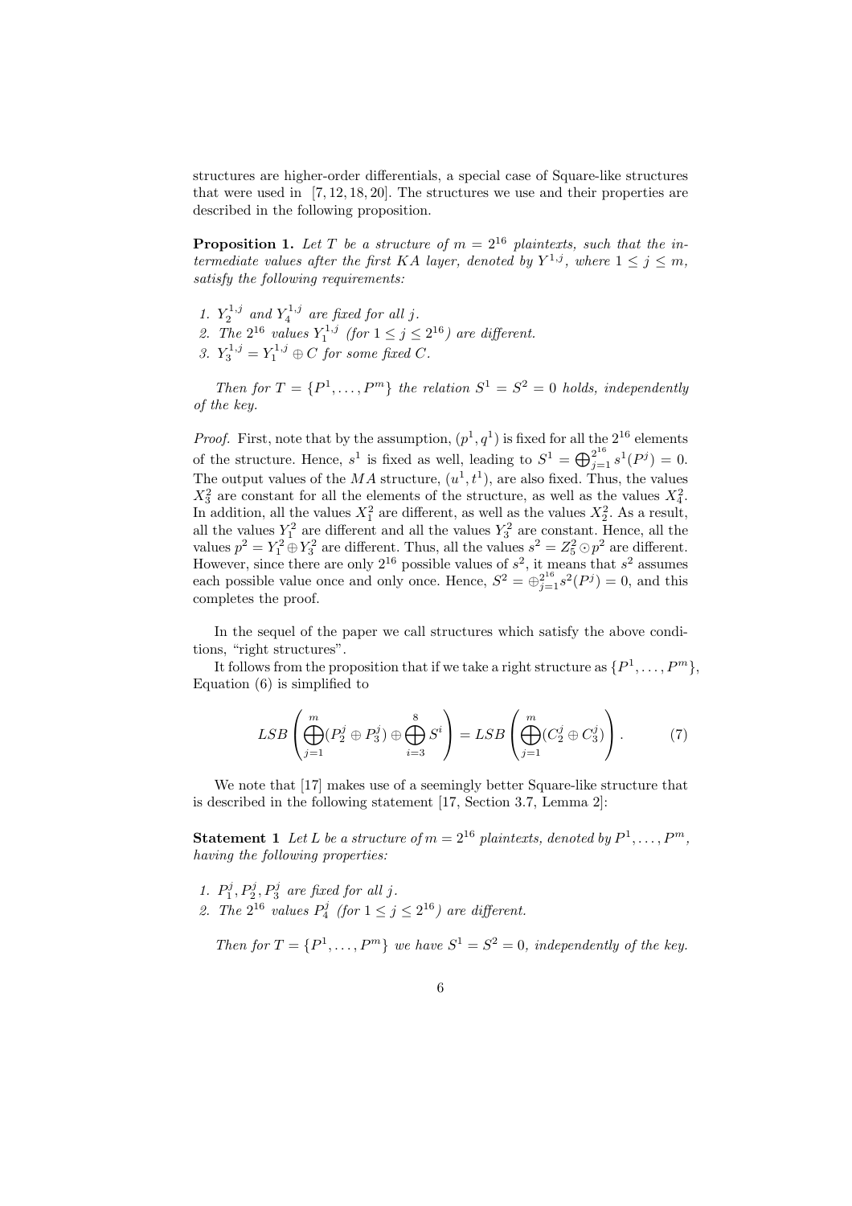structures are higher-order differentials, a special case of Square-like structures that were used in [7, 12, 18, 20]. The structures we use and their properties are described in the following proposition.

**Proposition 1.** *Let $T$ be a structure of $m = 2^{16}$ plaintexts, such that the intermediate values after the first KA layer, denoted by $Y^{1,j}$, where $1 \leq j \leq m$, satisfy the following requirements:*

1. *$Y_2^{1,j}$ and $Y_4^{1,j}$ are fixed for all $j$.*
2. *The $2^{16}$ values $Y_1^{1,j}$ (for $1 \leq j \leq 2^{16}$) are different.*
3. *$Y_3^{1,j} = Y_1^{1,j} \oplus C$ for some fixed $C$.*

*Then for $T = \{P^1, \ldots, P^m\}$ the relation $S^1 = S^2 = 0$ holds, independently of the key.*

*Proof.* First, note that by the assumption, $(p^1, q^1)$ is fixed for all the $2^{16}$ elements of the structure. Hence, $s^1$ is fixed as well, leading to $S^1 = \bigoplus_{j=1}^{2^{16}} s^1(P^j) = 0$. The output values of the $MA$ structure, $(u^1, t^1)$, are also fixed. Thus, the values $X_3^2$ are constant for all the elements of the structure, as well as the values $X_4^2$. In addition, all the values $X_1^2$ are different, as well as the values $X_2^2$. As a result, all the values $Y_1^2$ are different and all the values $Y_3^2$ are constant. Hence, all the values $p^2 = Y_1^2 \oplus Y_3^2$ are different. Thus, all the values $s^2 = Z_5^2 \odot p^2$ are different. However, since there are only $2^{16}$ possible values of $s^2$, it means that $s^2$ assumes each possible value once and only once. Hence, $S^2 = \oplus_{j=1}^{2^{16}} s^2(P^j) = 0$, and this completes the proof.

In the sequel of the paper we call structures which satisfy the above conditions, "right structures".

It follows from the proposition that if we take a right structure as $\{P^1, \ldots, P^m\}$, Equation (6) is simplified to

$$LSB\left(\bigoplus_{j=1}^{m}(P_2^j \oplus P_3^j) \oplus \bigoplus_{i=3}^{8} S^i\right) = LSB\left(\bigoplus_{j=1}^{m}(C_2^j \oplus C_3^j)\right). \qquad (7)$$

We note that [17] makes use of a seemingly better Square-like structure that is described in the following statement [17, Section 3.7, Lemma 2]:

**Statement 1** *Let $L$ be a structure of $m = 2^{16}$ plaintexts, denoted by $P^1, \ldots, P^m$, having the following properties:*

1. *$P_1^j, P_2^j, P_3^j$ are fixed for all $j$.*
2. *The $2^{16}$ values $P_4^j$ (for $1 \leq j \leq 2^{16}$) are different.*

*Then for $T = \{P^1, \ldots, P^m\}$ we have $S^1 = S^2 = 0$, independently of the key.*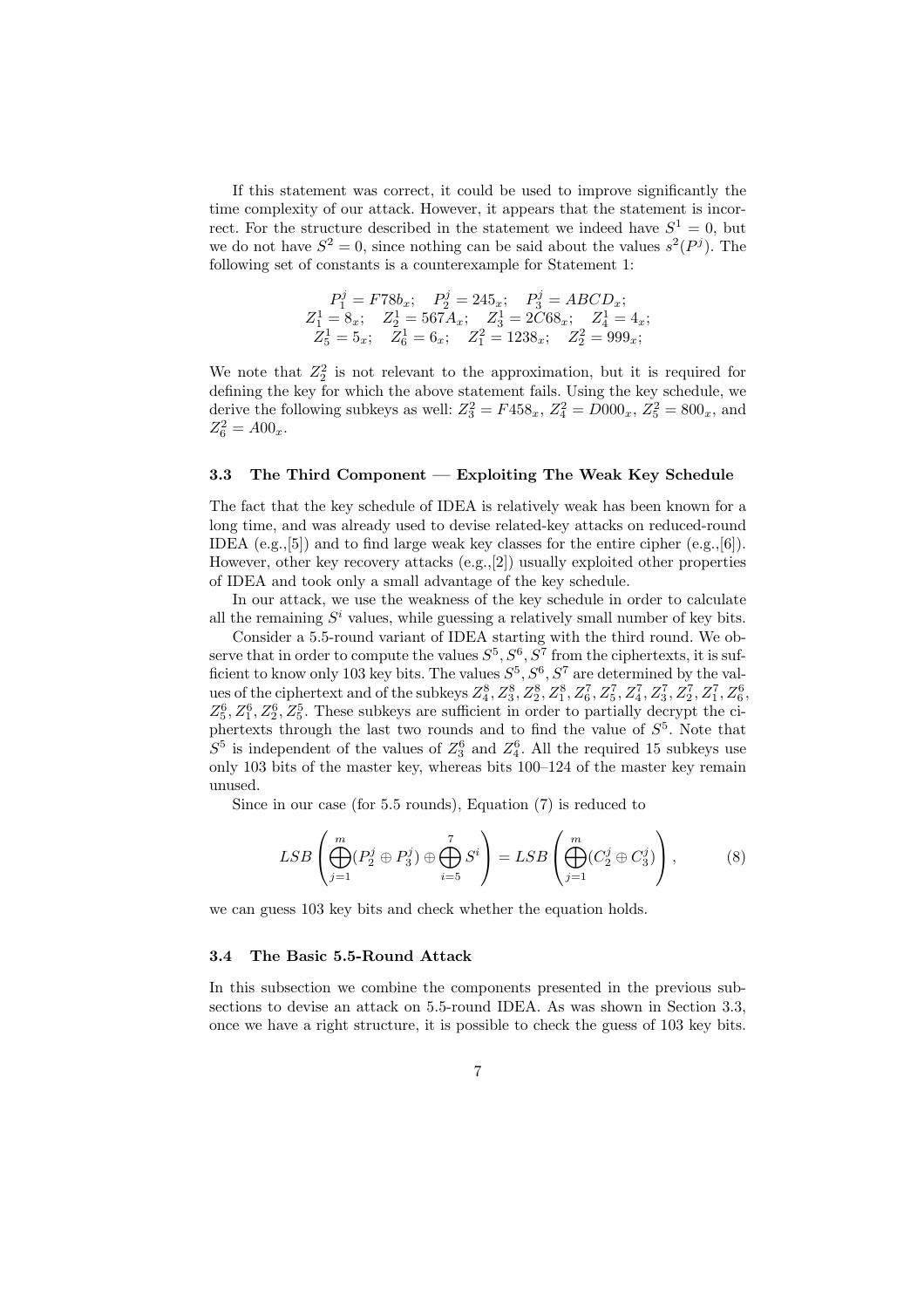If this statement was correct, it could be used to improve significantly the time complexity of our attack. However, it appears that the statement is incorrect. For the structure described in the statement we indeed have $S^1 = 0$, but we do not have $S^2 = 0$, since nothing can be said about the values $s^2(P^j)$. The following set of constants is a counterexample for Statement 1:

$$P_1^j = F78b_x; \quad P_2^j = 245_x; \quad P_3^j = ABCD_x;$$
$$Z_1^1 = 8_x; \quad Z_2^1 = 567A_x; \quad Z_3^1 = 2C68_x; \quad Z_4^1 = 4_x;$$
$$Z_5^1 = 5_x; \quad Z_6^1 = 6_x; \quad Z_1^2 = 1238_x; \quad Z_2^2 = 999_x;$$

We note that $Z_2^2$ is not relevant to the approximation, but it is required for defining the key for which the above statement fails. Using the key schedule, we derive the following subkeys as well: $Z_3^2 = F458_x$, $Z_4^2 = D000_x$, $Z_5^2 = 800_x$, and $Z_6^2 = A00_x$.

### 3.3 The Third Component — Exploiting The Weak Key Schedule

The fact that the key schedule of IDEA is relatively weak has been known for a long time, and was already used to devise related-key attacks on reduced-round IDEA (e.g.,[5]) and to find large weak key classes for the entire cipher (e.g.,[6]). However, other key recovery attacks (e.g.,[2]) usually exploited other properties of IDEA and took only a small advantage of the key schedule.

In our attack, we use the weakness of the key schedule in order to calculate all the remaining $S^i$ values, while guessing a relatively small number of key bits.

Consider a 5.5-round variant of IDEA starting with the third round. We observe that in order to compute the values $S^5, S^6, S^7$ from the ciphertexts, it is sufficient to know only 103 key bits. The values $S^5, S^6, S^7$ are determined by the values of the ciphertext and of the subkeys $Z_4^8, Z_3^8, Z_2^8, Z_1^8, Z_6^7, Z_5^7, Z_4^7, Z_3^7, Z_2^7, Z_1^7, Z_6^6, Z_5^6, Z_1^6, Z_2^6, Z_5^5$. These subkeys are sufficient in order to partially decrypt the ciphertexts through the last two rounds and to find the value of $S^5$. Note that $S^5$ is independent of the values of $Z_3^6$ and $Z_4^6$. All the required 15 subkeys use only 103 bits of the master key, whereas bits 100–124 of the master key remain unused.

Since in our case (for 5.5 rounds), Equation (7) is reduced to

$$LSB\left(\bigoplus_{j=1}^{m}(P_2^j \oplus P_3^j) \oplus \bigoplus_{i=5}^{7} S^i\right) = LSB\left(\bigoplus_{j=1}^{m}(C_2^j \oplus C_3^j)\right), \tag{8}$$

we can guess 103 key bits and check whether the equation holds.

### 3.4 The Basic 5.5-Round Attack

In this subsection we combine the components presented in the previous subsections to devise an attack on 5.5-round IDEA. As was shown in Section 3.3, once we have a right structure, it is possible to check the guess of 103 key bits.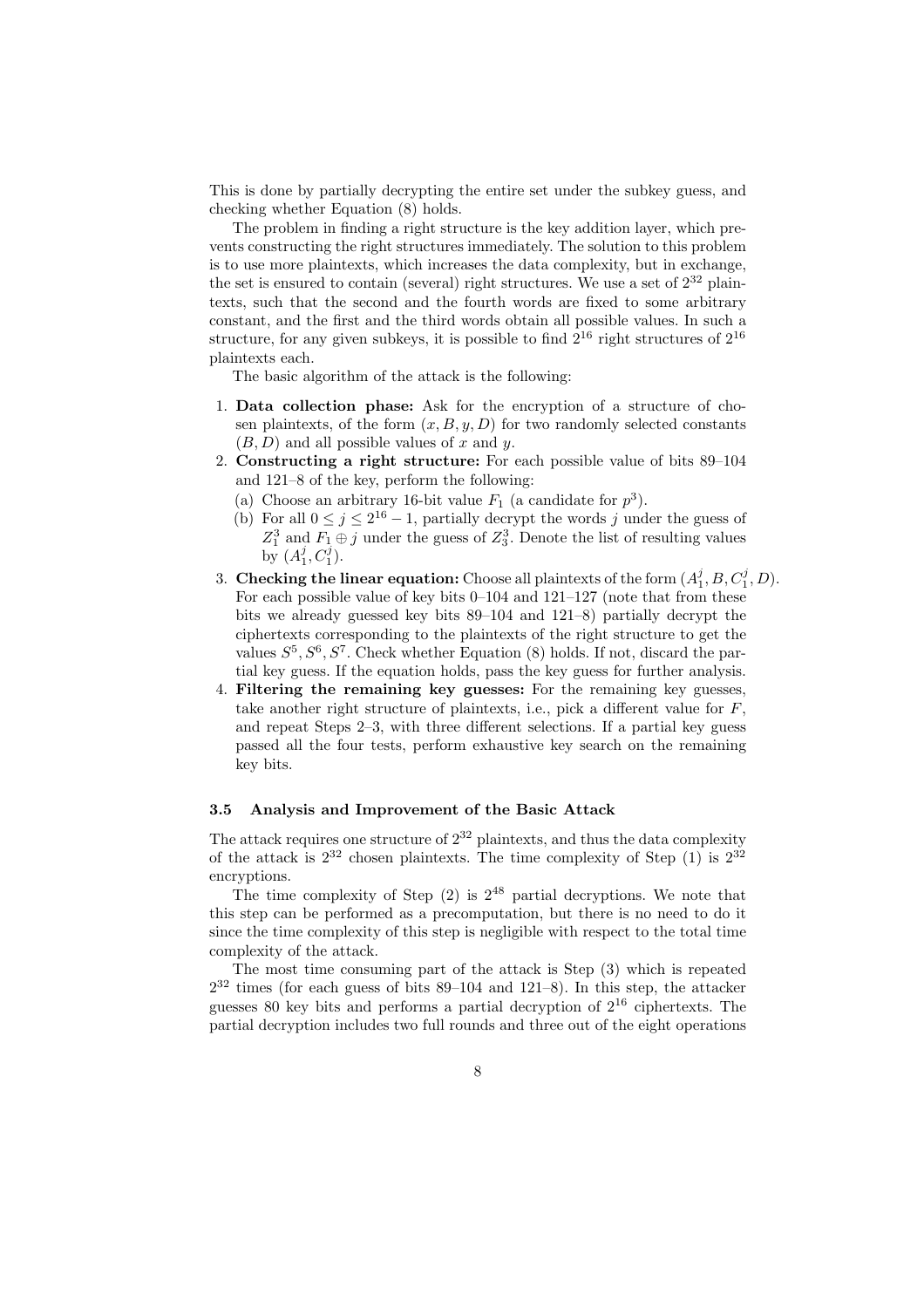This is done by partially decrypting the entire set under the subkey guess, and checking whether Equation (8) holds.

The problem in finding a right structure is the key addition layer, which prevents constructing the right structures immediately. The solution to this problem is to use more plaintexts, which increases the data complexity, but in exchange, the set is ensured to contain (several) right structures. We use a set of $2^{32}$ plaintexts, such that the second and the fourth words are fixed to some arbitrary constant, and the first and the third words obtain all possible values. In such a structure, for any given subkeys, it is possible to find $2^{16}$ right structures of $2^{16}$ plaintexts each.

The basic algorithm of the attack is the following:

1. **Data collection phase:** Ask for the encryption of a structure of chosen plaintexts, of the form $(x, B, y, D)$ for two randomly selected constants $(B, D)$ and all possible values of $x$ and $y$.
2. **Constructing a right structure:** For each possible value of bits 89–104 and 121–8 of the key, perform the following:
   (a) Choose an arbitrary 16-bit value $F_1$ (a candidate for $p^3$).
   (b) For all $0 \leq j \leq 2^{16} - 1$, partially decrypt the words $j$ under the guess of $Z_1^3$ and $F_1 \oplus j$ under the guess of $Z_3^3$. Denote the list of resulting values by $(A_1^j, C_1^j)$.
3. **Checking the linear equation:** Choose all plaintexts of the form $(A_1^j, B, C_1^j, D)$. For each possible value of key bits 0–104 and 121–127 (note that from these bits we already guessed key bits 89–104 and 121–8) partially decrypt the ciphertexts corresponding to the plaintexts of the right structure to get the values $S^5, S^6, S^7$. Check whether Equation (8) holds. If not, discard the partial key guess. If the equation holds, pass the key guess for further analysis.
4. **Filtering the remaining key guesses:** For the remaining key guesses, take another right structure of plaintexts, i.e., pick a different value for $F$, and repeat Steps 2–3, with three different selections. If a partial key guess passed all the four tests, perform exhaustive key search on the remaining key bits.

### 3.5 Analysis and Improvement of the Basic Attack

The attack requires one structure of $2^{32}$ plaintexts, and thus the data complexity of the attack is $2^{32}$ chosen plaintexts. The time complexity of Step (1) is $2^{32}$ encryptions.

The time complexity of Step (2) is $2^{48}$ partial decryptions. We note that this step can be performed as a precomputation, but there is no need to do it since the time complexity of this step is negligible with respect to the total time complexity of the attack.

The most time consuming part of the attack is Step (3) which is repeated $2^{32}$ times (for each guess of bits 89–104 and 121–8). In this step, the attacker guesses 80 key bits and performs a partial decryption of $2^{16}$ ciphertexts. The partial decryption includes two full rounds and three out of the eight operations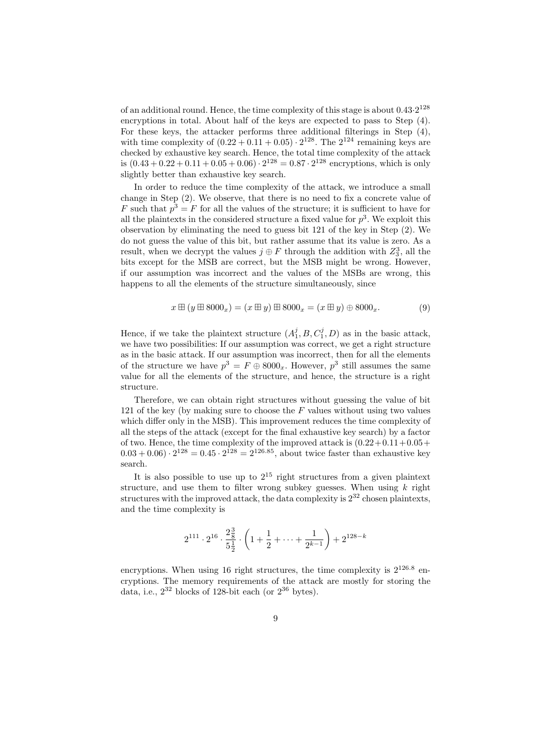of an additional round. Hence, the time complexity of this stage is about $0.43 \cdot 2^{128}$ encryptions in total. About half of the keys are expected to pass to Step (4). For these keys, the attacker performs three additional filterings in Step (4), with time complexity of $(0.22 + 0.11 + 0.05) \cdot 2^{128}$. The $2^{124}$ remaining keys are checked by exhaustive key search. Hence, the total time complexity of the attack is $(0.43 + 0.22 + 0.11 + 0.05 + 0.06) \cdot 2^{128} = 0.87 \cdot 2^{128}$ encryptions, which is only slightly better than exhaustive key search.

In order to reduce the time complexity of the attack, we introduce a small change in Step (2). We observe, that there is no need to fix a concrete value of $F$ such that $p^3 = F$ for all the values of the structure; it is sufficient to have for all the plaintexts in the considered structure a fixed value for $p^3$. We exploit this observation by eliminating the need to guess bit 121 of the key in Step (2). We do not guess the value of this bit, but rather assume that its value is zero. As a result, when we decrypt the values $j \oplus F$ through the addition with $Z_3^3$, all the bits except for the MSB are correct, but the MSB might be wrong. However, if our assumption was incorrect and the values of the MSBs are wrong, this happens to all the elements of the structure simultaneously, since

$$x \boxplus (y \boxplus 8000_x) = (x \boxplus y) \boxplus 8000_x = (x \boxplus y) \oplus 8000_x. \tag{9}$$

Hence, if we take the plaintext structure $(A_1^j, B, C_1^j, D)$ as in the basic attack, we have two possibilities: If our assumption was correct, we get a right structure as in the basic attack. If our assumption was incorrect, then for all the elements of the structure we have $p^3 = F \oplus 8000_x$. However, $p^3$ still assumes the same value for all the elements of the structure, and hence, the structure is a right structure.

Therefore, we can obtain right structures without guessing the value of bit 121 of the key (by making sure to choose the $F$ values without using two values which differ only in the MSB). This improvement reduces the time complexity of all the steps of the attack (except for the final exhaustive key search) by a factor of two. Hence, the time complexity of the improved attack is $(0.22 + 0.11 + 0.05 + 0.03 + 0.06) \cdot 2^{128} = 0.45 \cdot 2^{128} = 2^{126.85}$, about twice faster than exhaustive key search.

It is also possible to use up to $2^{15}$ right structures from a given plaintext structure, and use them to filter wrong subkey guesses. When using $k$ right structures with the improved attack, the data complexity is $2^{32}$ chosen plaintexts, and the time complexity is

$$2^{111} \cdot 2^{16} \cdot \frac{2\frac{3}{8}}{5\frac{1}{2}} \cdot \left(1 + \frac{1}{2} + \cdots + \frac{1}{2^{k-1}}\right) + 2^{128-k}$$

encryptions. When using 16 right structures, the time complexity is $2^{126.8}$ encryptions. The memory requirements of the attack are mostly for storing the data, i.e., $2^{32}$ blocks of 128-bit each (or $2^{36}$ bytes).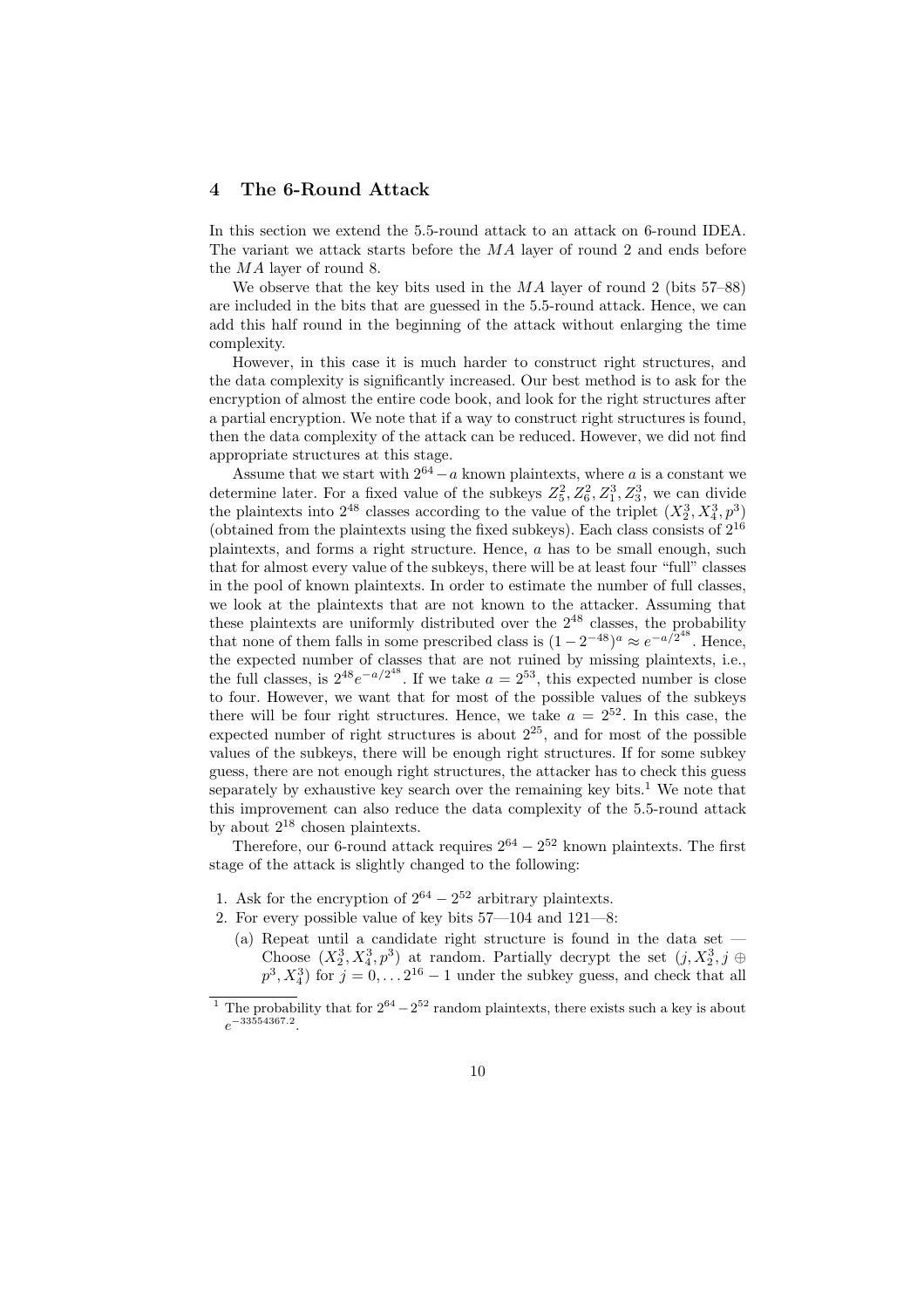## 4 The 6-Round Attack

In this section we extend the 5.5-round attack to an attack on 6-round IDEA. The variant we attack starts before the $MA$ layer of round 2 and ends before the $MA$ layer of round 8.

We observe that the key bits used in the $MA$ layer of round 2 (bits 57–88) are included in the bits that are guessed in the 5.5-round attack. Hence, we can add this half round in the beginning of the attack without enlarging the time complexity.

However, in this case it is much harder to construct right structures, and the data complexity is significantly increased. Our best method is to ask for the encryption of almost the entire code book, and look for the right structures after a partial encryption. We note that if a way to construct right structures is found, then the data complexity of the attack can be reduced. However, we did not find appropriate structures at this stage.

Assume that we start with $2^{64} - a$ known plaintexts, where $a$ is a constant we determine later. For a fixed value of the subkeys $Z_5^2, Z_6^2, Z_1^3, Z_3^3$, we can divide the plaintexts into $2^{48}$ classes according to the value of the triplet $(X_2^3, X_4^3, p^3)$ (obtained from the plaintexts using the fixed subkeys). Each class consists of $2^{16}$ plaintexts, and forms a right structure. Hence, $a$ has to be small enough, such that for almost every value of the subkeys, there will be at least four "full" classes in the pool of known plaintexts. In order to estimate the number of full classes, we look at the plaintexts that are not known to the attacker. Assuming that these plaintexts are uniformly distributed over the $2^{48}$ classes, the probability that none of them falls in some prescribed class is $(1 - 2^{-48})^a \approx e^{-a/2^{48}}$. Hence, the expected number of classes that are not ruined by missing plaintexts, i.e., the full classes, is $2^{48} e^{-a/2^{48}}$. If we take $a = 2^{53}$, this expected number is close to four. However, we want that for most of the possible values of the subkeys there will be four right structures. Hence, we take $a = 2^{52}$. In this case, the expected number of right structures is about $2^{25}$, and for most of the possible values of the subkeys, there will be enough right structures. If for some subkey guess, there are not enough right structures, the attacker has to check this guess separately by exhaustive key search over the remaining key bits.[1] We note that this improvement can also reduce the data complexity of the 5.5-round attack by about $2^{18}$ chosen plaintexts.

Therefore, our 6-round attack requires $2^{64} - 2^{52}$ known plaintexts. The first stage of the attack is slightly changed to the following:

1. Ask for the encryption of $2^{64} - 2^{52}$ arbitrary plaintexts.
2. For every possible value of key bits 57—104 and 121—8:
   (a) Repeat until a candidate right structure is found in the data set — Choose $(X_2^3, X_4^3, p^3)$ at random. Partially decrypt the set $(j, X_2^3, j \oplus p^3, X_4^3)$ for $j = 0, \ldots 2^{16} - 1$ under the subkey guess, and check that all

[1] The probability that for $2^{64} - 2^{52}$ random plaintexts, there exists such a key is about $e^{-33554367.2}$.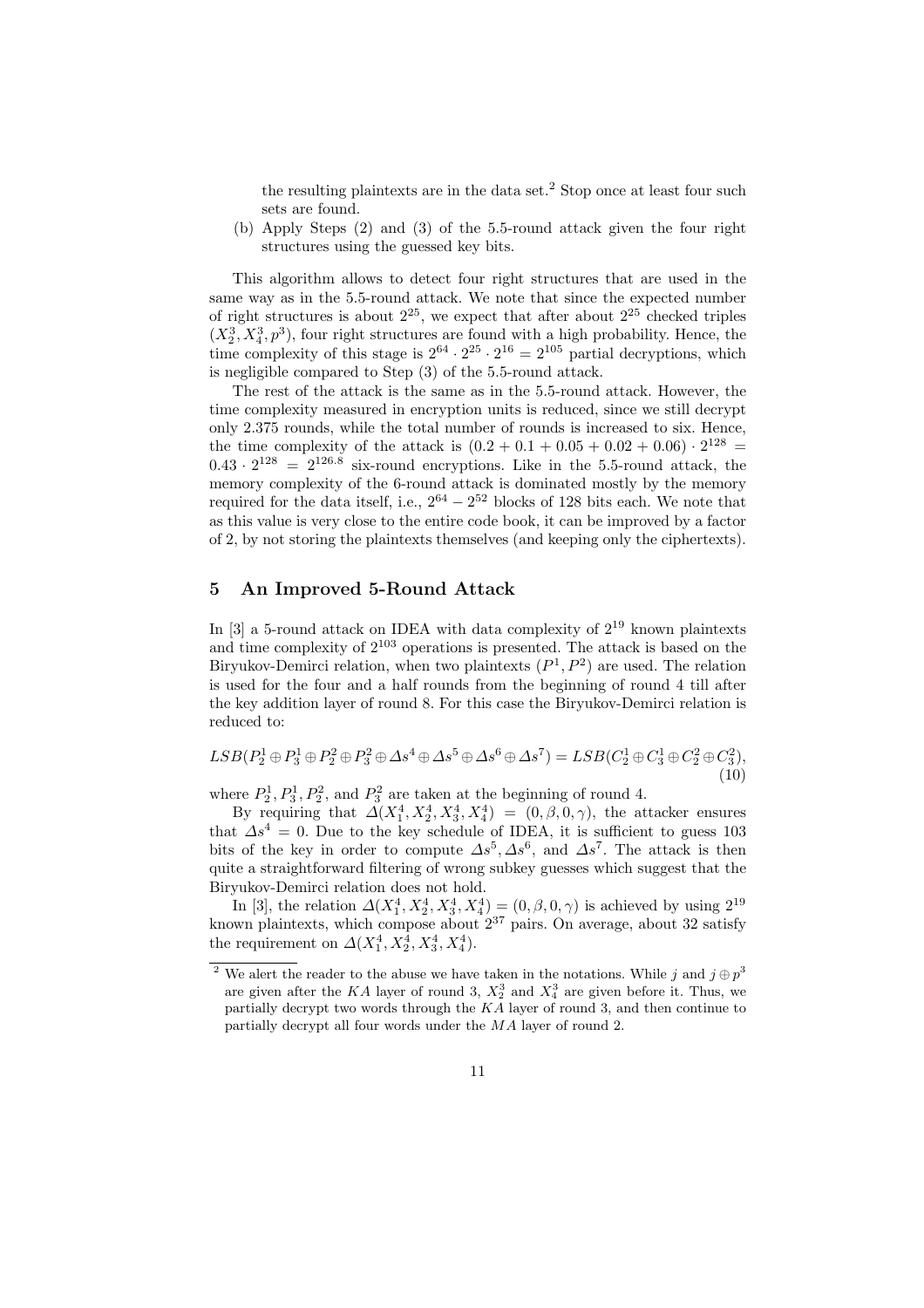the resulting plaintexts are in the data set.[2] Stop once at least four such sets are found.

(b) Apply Steps (2) and (3) of the 5.5-round attack given the four right structures using the guessed key bits.

This algorithm allows to detect four right structures that are used in the same way as in the 5.5-round attack. We note that since the expected number of right structures is about $2^{25}$, we expect that after about $2^{25}$ checked triples $(X_2^3, X_4^3, p^3)$, four right structures are found with a high probability. Hence, the time complexity of this stage is $2^{64} \cdot 2^{25} \cdot 2^{16} = 2^{105}$ partial decryptions, which is negligible compared to Step (3) of the 5.5-round attack.

The rest of the attack is the same as in the 5.5-round attack. However, the time complexity measured in encryption units is reduced, since we still decrypt only 2.375 rounds, while the total number of rounds is increased to six. Hence, the time complexity of the attack is $(0.2 + 0.1 + 0.05 + 0.02 + 0.06) \cdot 2^{128} = 0.43 \cdot 2^{128} = 2^{126.8}$ six-round encryptions. Like in the 5.5-round attack, the memory complexity of the 6-round attack is dominated mostly by the memory required for the data itself, i.e., $2^{64} - 2^{52}$ blocks of 128 bits each. We note that as this value is very close to the entire code book, it can be improved by a factor of 2, by not storing the plaintexts themselves (and keeping only the ciphertexts).

## 5 An Improved 5-Round Attack

In [3] a 5-round attack on IDEA with data complexity of $2^{19}$ known plaintexts and time complexity of $2^{103}$ operations is presented. The attack is based on the Biryukov-Demirci relation, when two plaintexts $(P^1, P^2)$ are used. The relation is used for the four and a half rounds from the beginning of round 4 till after the key addition layer of round 8. For this case the Biryukov-Demirci relation is reduced to:

$$LSB(P_2^1 \oplus P_3^1 \oplus P_2^2 \oplus P_3^2 \oplus \Delta s^4 \oplus \Delta s^5 \oplus \Delta s^6 \oplus \Delta s^7) = LSB(C_2^1 \oplus C_3^1 \oplus C_2^2 \oplus C_3^2), \quad (10)$$

where $P_2^1, P_3^1, P_2^2$, and $P_3^2$ are taken at the beginning of round 4.

By requiring that $\Delta(X_1^4, X_2^4, X_3^4, X_4^4) = (0, \beta, 0, \gamma)$, the attacker ensures that $\Delta s^4 = 0$. Due to the key schedule of IDEA, it is sufficient to guess 103 bits of the key in order to compute $\Delta s^5, \Delta s^6$, and $\Delta s^7$. The attack is then quite a straightforward filtering of wrong subkey guesses which suggest that the Biryukov-Demirci relation does not hold.

In [3], the relation $\Delta(X_1^4, X_2^4, X_3^4, X_4^4) = (0, \beta, 0, \gamma)$ is achieved by using $2^{19}$ known plaintexts, which compose about $2^{37}$ pairs. On average, about 32 satisfy the requirement on $\Delta(X_1^4, X_2^4, X_3^4, X_4^4)$.

---

[2] We alert the reader to the abuse we have taken in the notations. While $j$ and $j \oplus p^3$ are given after the $KA$ layer of round 3, $X_2^3$ and $X_4^3$ are given before it. Thus, we partially decrypt two words through the $KA$ layer of round 3, and then continue to partially decrypt all four words under the $MA$ layer of round 2.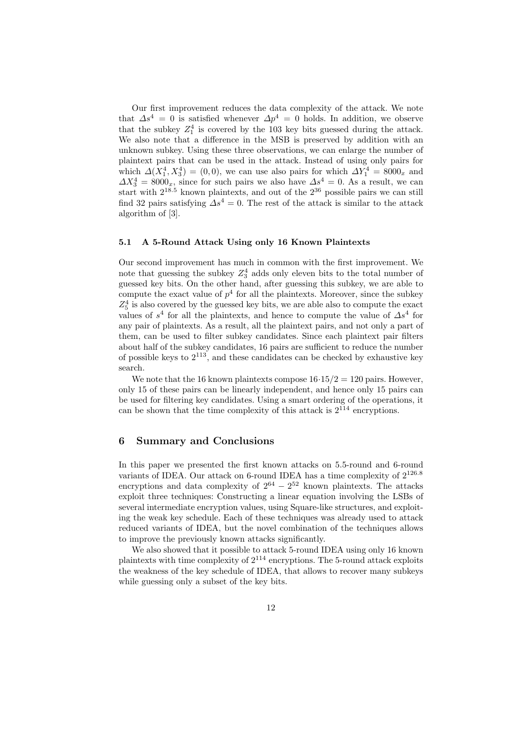Our first improvement reduces the data complexity of the attack. We note that $\Delta s^4 = 0$ is satisfied whenever $\Delta p^4 = 0$ holds. In addition, we observe that the subkey $Z_1^4$ is covered by the 103 key bits guessed during the attack. We also note that a difference in the MSB is preserved by addition with an unknown subkey. Using these three observations, we can enlarge the number of plaintext pairs that can be used in the attack. Instead of using only pairs for which $\Delta(X_1^4, X_3^4) = (0, 0)$, we can use also pairs for which $\Delta Y_1^4 = 8000_x$ and $\Delta X_3^4 = 8000_x$, since for such pairs we also have $\Delta s^4 = 0$. As a result, we can start with $2^{18.5}$ known plaintexts, and out of the $2^{36}$ possible pairs we can still find 32 pairs satisfying $\Delta s^4 = 0$. The rest of the attack is similar to the attack algorithm of [3].

### 5.1 A 5-Round Attack Using only 16 Known Plaintexts

Our second improvement has much in common with the first improvement. We note that guessing the subkey $Z_3^4$ adds only eleven bits to the total number of guessed key bits. On the other hand, after guessing this subkey, we are able to compute the exact value of $p^4$ for all the plaintexts. Moreover, since the subkey $Z_5^4$ is also covered by the guessed key bits, we are able also to compute the exact values of $s^4$ for all the plaintexts, and hence to compute the value of $\Delta s^4$ for any pair of plaintexts. As a result, all the plaintext pairs, and not only a part of them, can be used to filter subkey candidates. Since each plaintext pair filters about half of the subkey candidates, 16 pairs are sufficient to reduce the number of possible keys to $2^{113}$, and these candidates can be checked by exhaustive key search.

We note that the 16 known plaintexts compose $16 \cdot 15/2 = 120$ pairs. However, only 15 of these pairs can be linearly independent, and hence only 15 pairs can be used for filtering key candidates. Using a smart ordering of the operations, it can be shown that the time complexity of this attack is $2^{114}$ encryptions.

## 6 Summary and Conclusions

In this paper we presented the first known attacks on 5.5-round and 6-round variants of IDEA. Our attack on 6-round IDEA has a time complexity of $2^{126.8}$ encryptions and data complexity of $2^{64} - 2^{52}$ known plaintexts. The attacks exploit three techniques: Constructing a linear equation involving the LSBs of several intermediate encryption values, using Square-like structures, and exploiting the weak key schedule. Each of these techniques was already used to attack reduced variants of IDEA, but the novel combination of the techniques allows to improve the previously known attacks significantly.

We also showed that it possible to attack 5-round IDEA using only 16 known plaintexts with time complexity of $2^{114}$ encryptions. The 5-round attack exploits the weakness of the key schedule of IDEA, that allows to recover many subkeys while guessing only a subset of the key bits.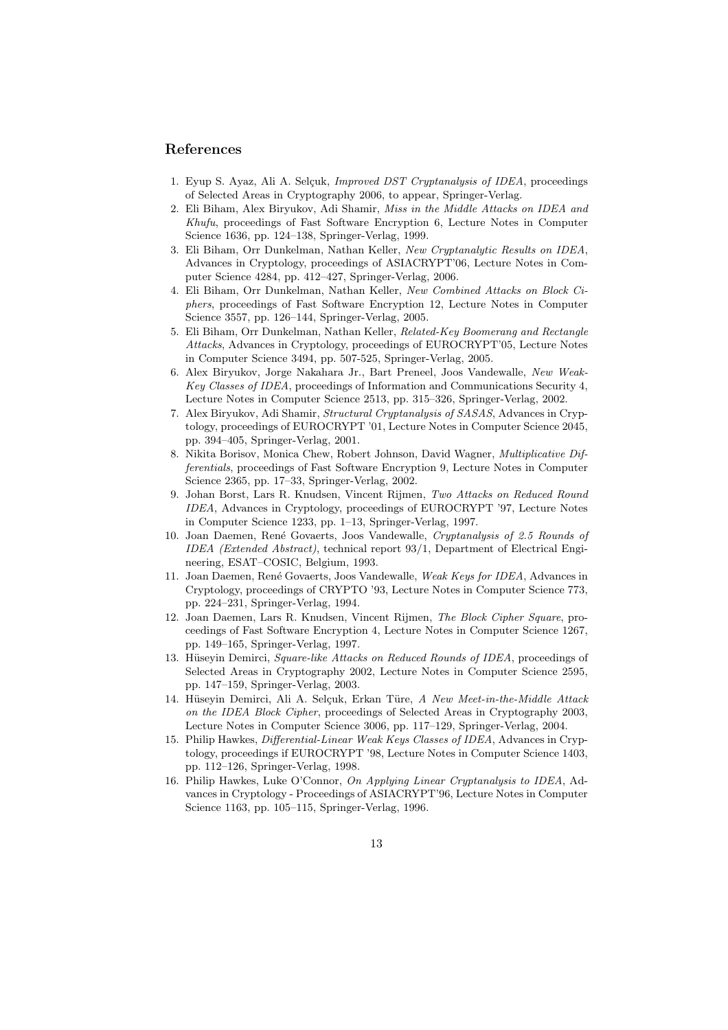## References

1. Eyup S. Ayaz, Ali A. Selçuk, *Improved DST Cryptanalysis of IDEA*, proceedings of Selected Areas in Cryptography 2006, to appear, Springer-Verlag.
2. Eli Biham, Alex Biryukov, Adi Shamir, *Miss in the Middle Attacks on IDEA and Khufu*, proceedings of Fast Software Encryption 6, Lecture Notes in Computer Science 1636, pp. 124–138, Springer-Verlag, 1999.
3. Eli Biham, Orr Dunkelman, Nathan Keller, *New Cryptanalytic Results on IDEA*, Advances in Cryptology, proceedings of ASIACRYPT'06, Lecture Notes in Computer Science 4284, pp. 412–427, Springer-Verlag, 2006.
4. Eli Biham, Orr Dunkelman, Nathan Keller, *New Combined Attacks on Block Ciphers*, proceedings of Fast Software Encryption 12, Lecture Notes in Computer Science 3557, pp. 126–144, Springer-Verlag, 2005.
5. Eli Biham, Orr Dunkelman, Nathan Keller, *Related-Key Boomerang and Rectangle Attacks*, Advances in Cryptology, proceedings of EUROCRYPT'05, Lecture Notes in Computer Science 3494, pp. 507-525, Springer-Verlag, 2005.
6. Alex Biryukov, Jorge Nakahara Jr., Bart Preneel, Joos Vandewalle, *New Weak-Key Classes of IDEA*, proceedings of Information and Communications Security 4, Lecture Notes in Computer Science 2513, pp. 315–326, Springer-Verlag, 2002.
7. Alex Biryukov, Adi Shamir, *Structural Cryptanalysis of SASAS*, Advances in Cryptology, proceedings of EUROCRYPT '01, Lecture Notes in Computer Science 2045, pp. 394–405, Springer-Verlag, 2001.
8. Nikita Borisov, Monica Chew, Robert Johnson, David Wagner, *Multiplicative Differentials*, proceedings of Fast Software Encryption 9, Lecture Notes in Computer Science 2365, pp. 17–33, Springer-Verlag, 2002.
9. Johan Borst, Lars R. Knudsen, Vincent Rijmen, *Two Attacks on Reduced Round IDEA*, Advances in Cryptology, proceedings of EUROCRYPT '97, Lecture Notes in Computer Science 1233, pp. 1–13, Springer-Verlag, 1997.
10. Joan Daemen, René Govaerts, Joos Vandewalle, *Cryptanalysis of 2.5 Rounds of IDEA (Extended Abstract)*, technical report 93/1, Department of Electrical Engineering, ESAT–COSIC, Belgium, 1993.
11. Joan Daemen, René Govaerts, Joos Vandewalle, *Weak Keys for IDEA*, Advances in Cryptology, proceedings of CRYPTO '93, Lecture Notes in Computer Science 773, pp. 224–231, Springer-Verlag, 1994.
12. Joan Daemen, Lars R. Knudsen, Vincent Rijmen, *The Block Cipher Square*, proceedings of Fast Software Encryption 4, Lecture Notes in Computer Science 1267, pp. 149–165, Springer-Verlag, 1997.
13. Hüseyin Demirci, *Square-like Attacks on Reduced Rounds of IDEA*, proceedings of Selected Areas in Cryptography 2002, Lecture Notes in Computer Science 2595, pp. 147–159, Springer-Verlag, 2003.
14. Hüseyin Demirci, Ali A. Selçuk, Erkan Türe, *A New Meet-in-the-Middle Attack on the IDEA Block Cipher*, proceedings of Selected Areas in Cryptography 2003, Lecture Notes in Computer Science 3006, pp. 117–129, Springer-Verlag, 2004.
15. Philip Hawkes, *Differential-Linear Weak Keys Classes of IDEA*, Advances in Cryptology, proceedings if EUROCRYPT '98, Lecture Notes in Computer Science 1403, pp. 112–126, Springer-Verlag, 1998.
16. Philip Hawkes, Luke O'Connor, *On Applying Linear Cryptanalysis to IDEA*, Advances in Cryptology - Proceedings of ASIACRYPT'96, Lecture Notes in Computer Science 1163, pp. 105–115, Springer-Verlag, 1996.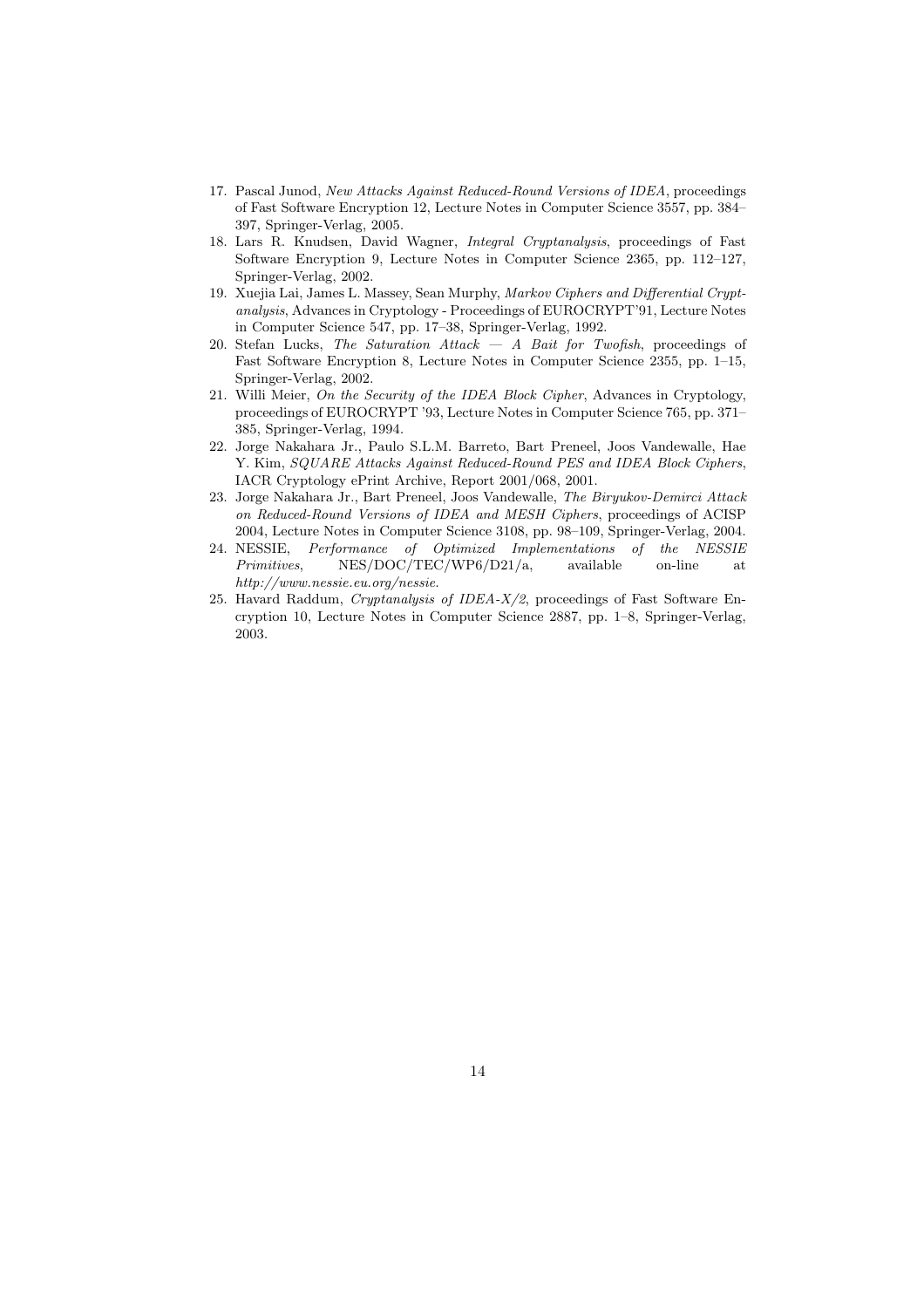17. Pascal Junod, *New Attacks Against Reduced-Round Versions of IDEA*, proceedings of Fast Software Encryption 12, Lecture Notes in Computer Science 3557, pp. 384–397, Springer-Verlag, 2005.
18. Lars R. Knudsen, David Wagner, *Integral Cryptanalysis*, proceedings of Fast Software Encryption 9, Lecture Notes in Computer Science 2365, pp. 112–127, Springer-Verlag, 2002.
19. Xuejia Lai, James L. Massey, Sean Murphy, *Markov Ciphers and Differential Cryptanalysis*, Advances in Cryptology - Proceedings of EUROCRYPT'91, Lecture Notes in Computer Science 547, pp. 17–38, Springer-Verlag, 1992.
20. Stefan Lucks, *The Saturation Attack — A Bait for Twofish*, proceedings of Fast Software Encryption 8, Lecture Notes in Computer Science 2355, pp. 1–15, Springer-Verlag, 2002.
21. Willi Meier, *On the Security of the IDEA Block Cipher*, Advances in Cryptology, proceedings of EUROCRYPT '93, Lecture Notes in Computer Science 765, pp. 371–385, Springer-Verlag, 1994.
22. Jorge Nakahara Jr., Paulo S.L.M. Barreto, Bart Preneel, Joos Vandewalle, Hae Y. Kim, *SQUARE Attacks Against Reduced-Round PES and IDEA Block Ciphers*, IACR Cryptology ePrint Archive, Report 2001/068, 2001.
23. Jorge Nakahara Jr., Bart Preneel, Joos Vandewalle, *The Biryukov-Demirci Attack on Reduced-Round Versions of IDEA and MESH Ciphers*, proceedings of ACISP 2004, Lecture Notes in Computer Science 3108, pp. 98–109, Springer-Verlag, 2004.
24. NESSIE, *Performance of Optimized Implementations of the NESSIE Primitives*, NES/DOC/TEC/WP6/D21/a, available on-line at *http://www.nessie.eu.org/nessie*.
25. Havard Raddum, *Cryptanalysis of IDEA-X/2*, proceedings of Fast Software Encryption 10, Lecture Notes in Computer Science 2887, pp. 1–8, Springer-Verlag, 2003.